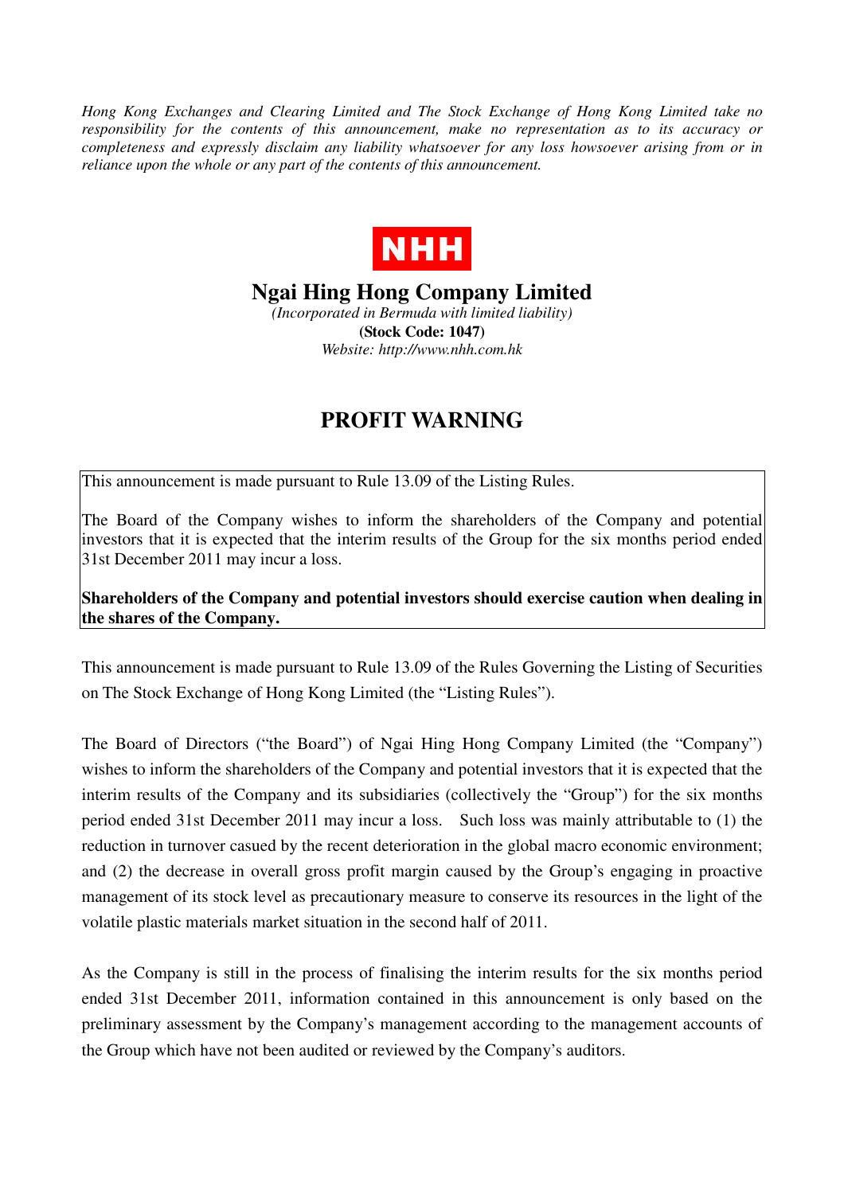*Hong Kong Exchanges and Clearing Limited and The Stock Exchange of Hong Kong Limited take no responsibility for the contents of this announcement, make no representation as to its accuracy or completeness and expressly disclaim any liability whatsoever for any loss howsoever arising from or in reliance upon the whole or any part of the contents of this announcement.*

NHH

# Ngai Hing Hong Company Limited

*(Incorporated in Bermuda with limited liability)*

**(Stock Code: 1047)**

*Website: http://www.nhh.com.hk*

# PROFIT WARNING

This announcement is made pursuant to Rule 13.09 of the Listing Rules.

The Board of the Company wishes to inform the shareholders of the Company and potential investors that it is expected that the interim results of the Group for the six months period ended 31st December 2011 may incur a loss.

**Shareholders of the Company and potential investors should exercise caution when dealing in the shares of the Company.**

This announcement is made pursuant to Rule 13.09 of the Rules Governing the Listing of Securities on The Stock Exchange of Hong Kong Limited (the "Listing Rules").

The Board of Directors ("the Board") of Ngai Hing Hong Company Limited (the "Company") wishes to inform the shareholders of the Company and potential investors that it is expected that the interim results of the Company and its subsidiaries (collectively the "Group") for the six months period ended 31st December 2011 may incur a loss. Such loss was mainly attributable to (1) the reduction in turnover casued by the recent deterioration in the global macro economic environment; and (2) the decrease in overall gross profit margin caused by the Group's engaging in proactive management of its stock level as precautionary measure to conserve its resources in the light of the volatile plastic materials market situation in the second half of 2011.

As the Company is still in the process of finalising the interim results for the six months period ended 31st December 2011, information contained in this announcement is only based on the preliminary assessment by the Company's management according to the management accounts of the Group which have not been audited or reviewed by the Company's auditors.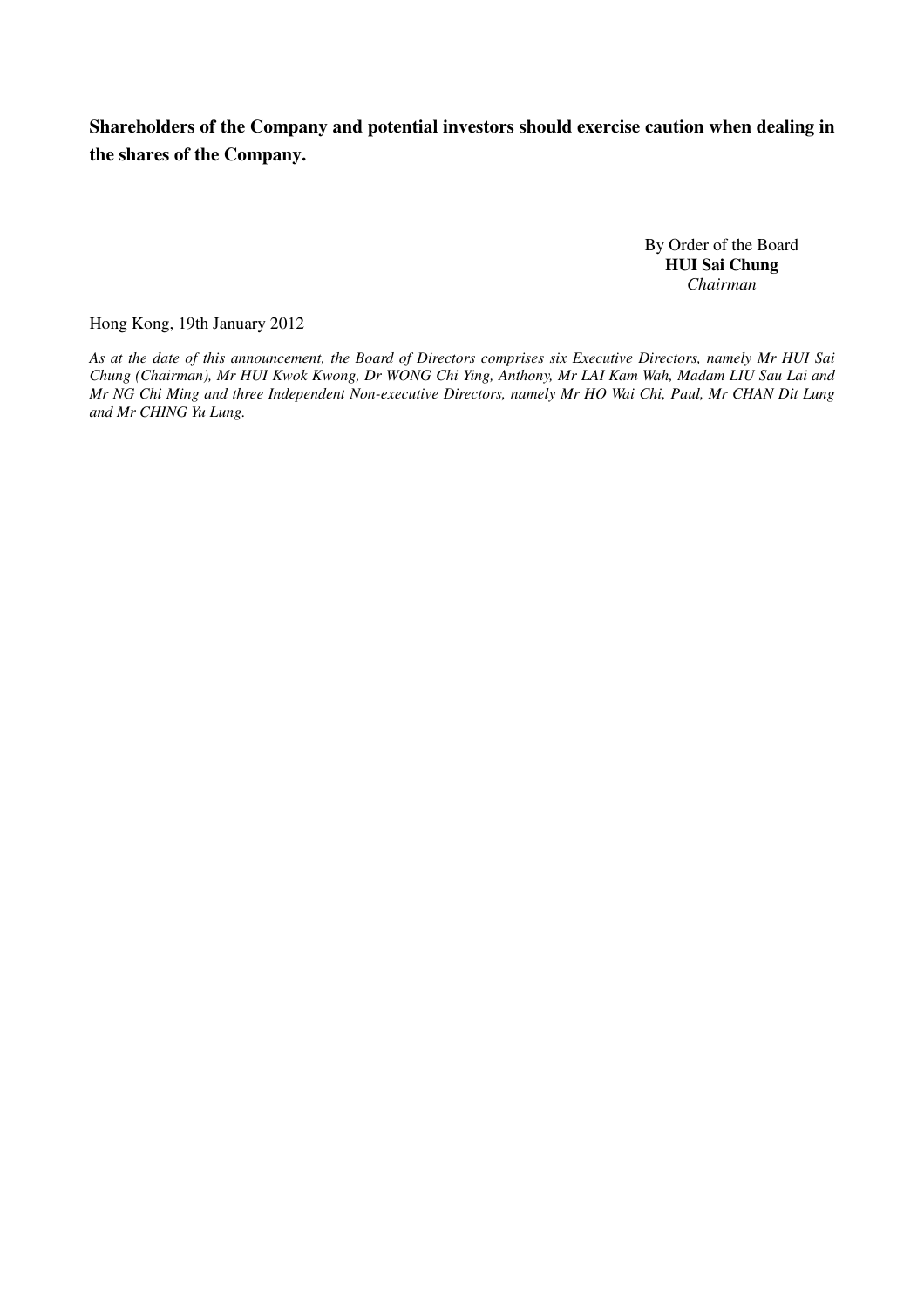**Shareholders of the Company and potential investors should exercise caution when dealing in the shares of the Company.**

By Order of the Board
**HUI Sai Chung**
*Chairman*

Hong Kong, 19th January 2012

*As at the date of this announcement, the Board of Directors comprises six Executive Directors, namely Mr HUI Sai Chung (Chairman), Mr HUI Kwok Kwong, Dr WONG Chi Ying, Anthony, Mr LAI Kam Wah, Madam LIU Sau Lai and Mr NG Chi Ming and three Independent Non-executive Directors, namely Mr HO Wai Chi, Paul, Mr CHAN Dit Lung and Mr CHING Yu Lung.*